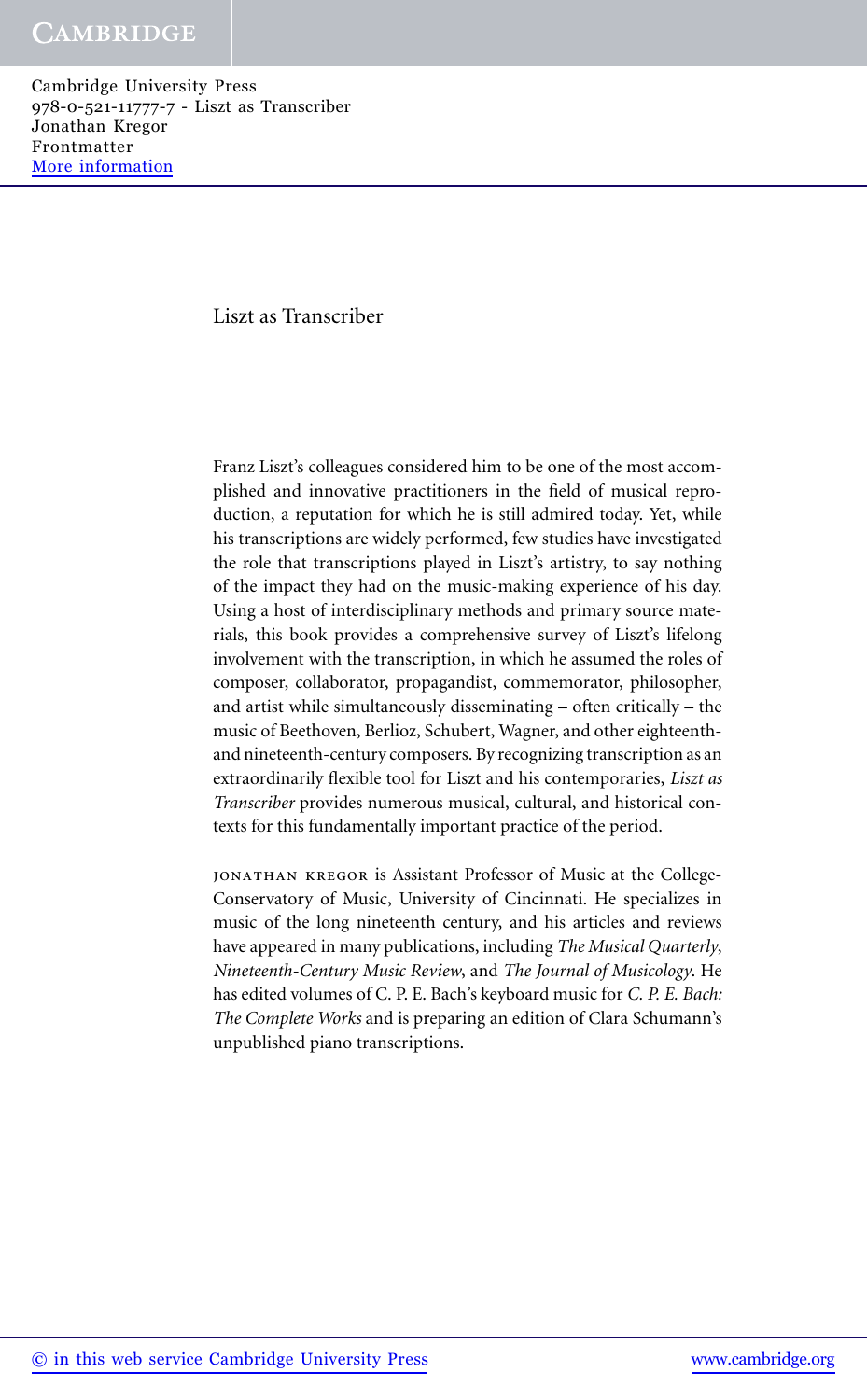# Liszt as Transcriber

Franz Liszt's colleagues considered him to be one of the most accomplished and innovative practitioners in the field of musical reproduction, a reputation for which he is still admired today. Yet, while his transcriptions are widely performed, few studies have investigated the role that transcriptions played in Liszt's artistry, to say nothing of the impact they had on the music-making experience of his day. Using a host of interdisciplinary methods and primary source materials, this book provides a comprehensive survey of Liszt's lifelong involvement with the transcription, in which he assumed the roles of composer, collaborator, propagandist, commemorator, philosopher, and artist while simultaneously disseminating – often critically – the music of Beethoven, Berlioz, Schubert, Wagner, and other eighteenth- and nineteenth-century composers. By recognizing transcription as an extraordinarily flexible tool for Liszt and his contemporaries, *Liszt as Transcriber* provides numerous musical, cultural, and historical contexts for this fundamentally important practice of the period.

JONATHAN KREGOR is Assistant Professor of Music at the College-Conservatory of Music, University of Cincinnati. He specializes in music of the long nineteenth century, and his articles and reviews have appeared in many publications, including *The Musical Quarterly*, *Nineteenth-Century Music Review*, and *The Journal of Musicology*. He has edited volumes of C. P. E. Bach's keyboard music for *C. P. E. Bach: The Complete Works* and is preparing an edition of Clara Schumann's unpublished piano transcriptions.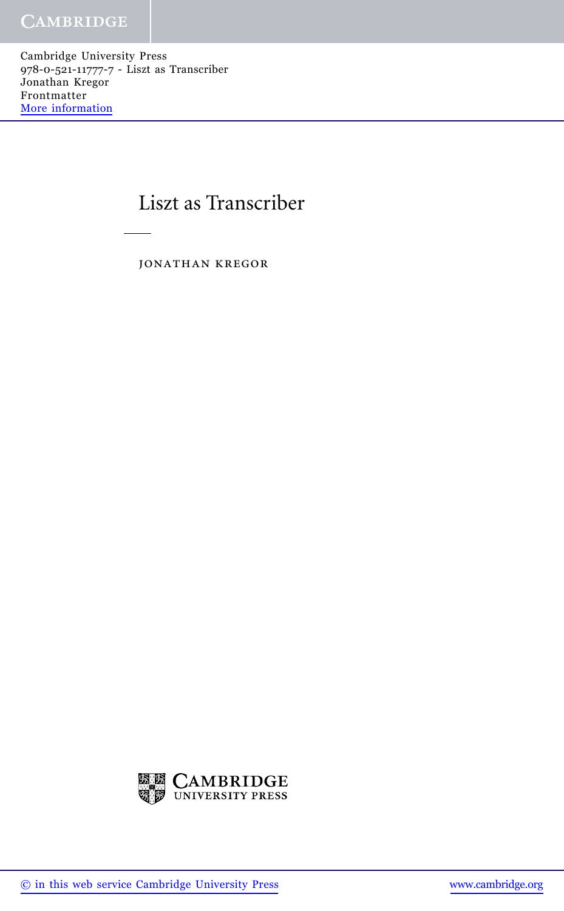# Liszt as Transcriber

JONATHAN KREGOR

CAMBRIDGE UNIVERSITY PRESS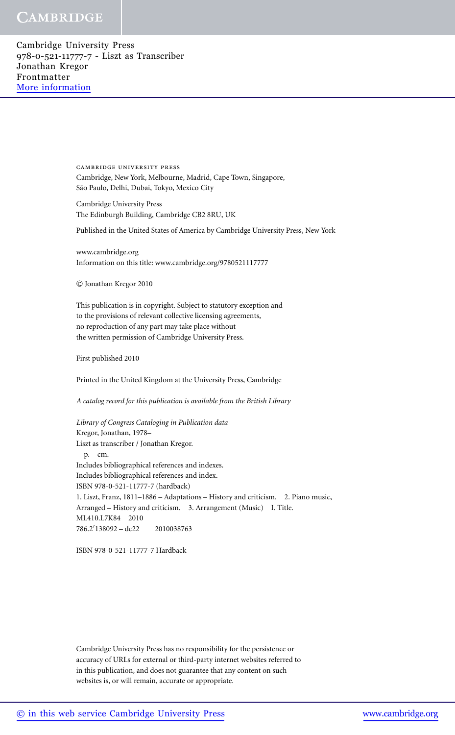CAMBRIDGE UNIVERSITY PRESS
Cambridge, New York, Melbourne, Madrid, Cape Town, Singapore,
São Paulo, Delhi, Dubai, Tokyo, Mexico City

Cambridge University Press
The Edinburgh Building, Cambridge CB2 8RU, UK

Published in the United States of America by Cambridge University Press, New York

www.cambridge.org
Information on this title: www.cambridge.org/9780521117777

© Jonathan Kregor 2010

This publication is in copyright. Subject to statutory exception and
to the provisions of relevant collective licensing agreements,
no reproduction of any part may take place without
the written permission of Cambridge University Press.

First published 2010

Printed in the United Kingdom at the University Press, Cambridge

*A catalog record for this publication is available from the British Library*

*Library of Congress Cataloging in Publication data*
Kregor, Jonathan, 1978–
Liszt as transcriber / Jonathan Kregor.
p. cm.
Includes bibliographical references and indexes.
Includes bibliographical references and index.
ISBN 978-0-521-11777-7 (hardback)
1. Liszt, Franz, 1811–1886 – Adaptations – History and criticism. 2. Piano music, Arranged – History and criticism. 3. Arrangement (Music) I. Title.
ML410.L7K84 2010
786.2′138092 – dc22 2010038763

ISBN 978-0-521-11777-7 Hardback

Cambridge University Press has no responsibility for the persistence or accuracy of URLs for external or third-party internet websites referred to in this publication, and does not guarantee that any content on such websites is, or will remain, accurate or appropriate.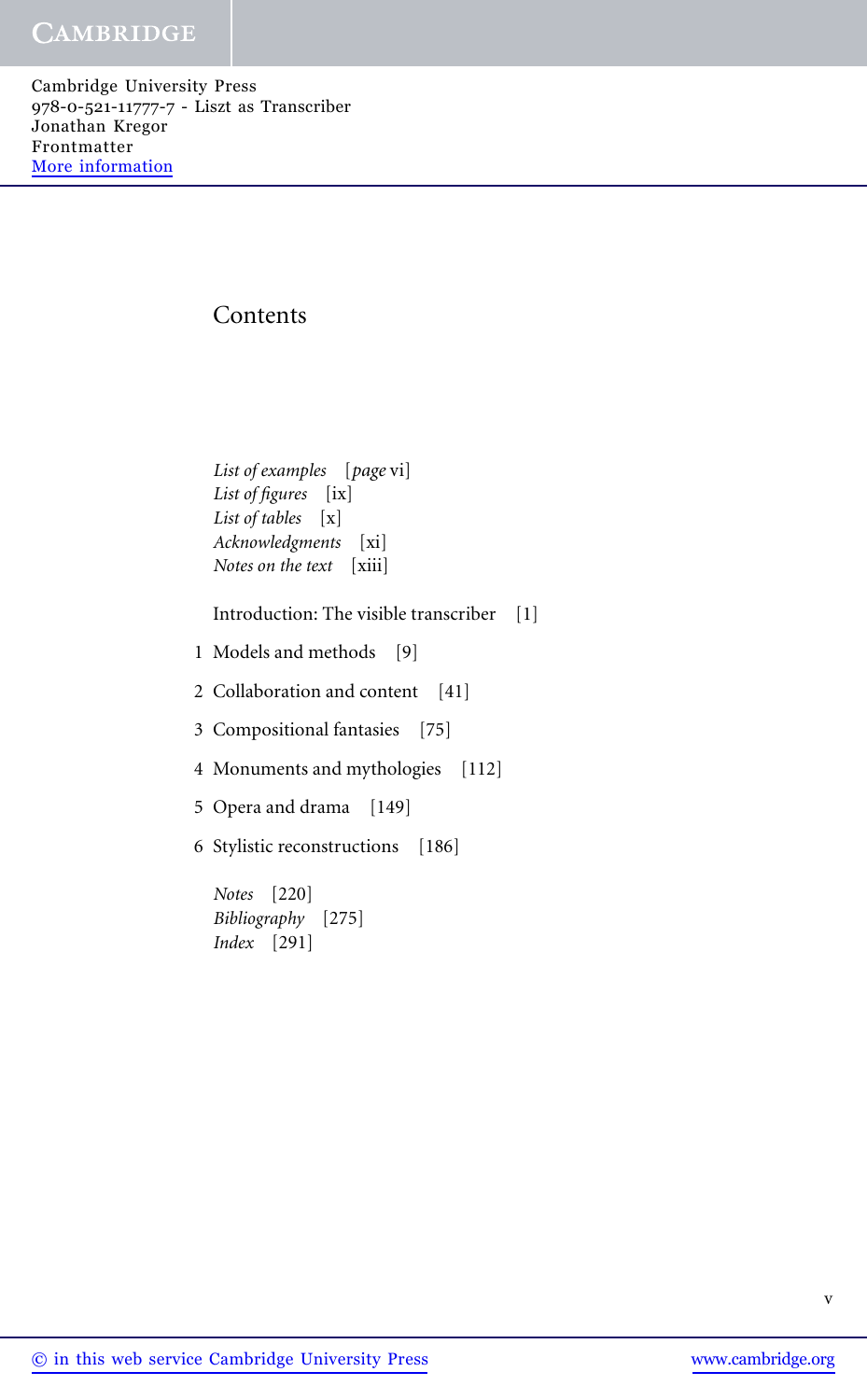# Contents

*List of examples* [*page* vi]
*List of figures* [ix]
*List of tables* [x]
*Acknowledgments* [xi]
*Notes on the text* [xiii]

Introduction: The visible transcriber [1]

1 Models and methods [9]

2 Collaboration and content [41]

3 Compositional fantasies [75]

4 Monuments and mythologies [112]

5 Opera and drama [149]

6 Stylistic reconstructions [186]

*Notes* [220]
*Bibliography* [275]
*Index* [291]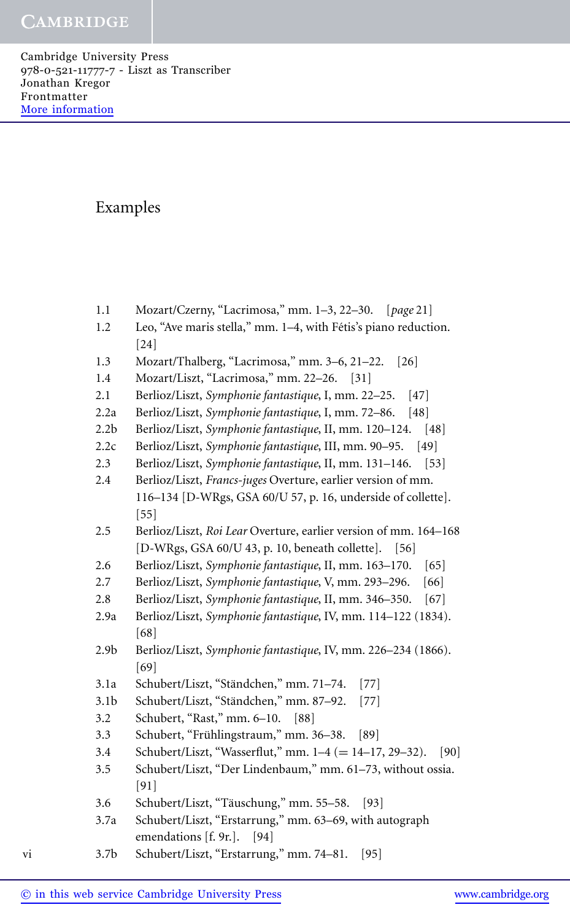# Examples

| | | |
|---|---|---|
| 1.1 | Mozart/Czerny, "Lacrimosa," mm. 1–3, 22–30. | [*page* 21] |
| 1.2 | Leo, "Ave maris stella," mm. 1–4, with Fétis's piano reduction. | [24] |
| 1.3 | Mozart/Thalberg, "Lacrimosa," mm. 3–6, 21–22. | [26] |
| 1.4 | Mozart/Liszt, "Lacrimosa," mm. 22–26. | [31] |
| 2.1 | Berlioz/Liszt, *Symphonie fantastique*, I, mm. 22–25. | [47] |
| 2.2a | Berlioz/Liszt, *Symphonie fantastique*, I, mm. 72–86. | [48] |
| 2.2b | Berlioz/Liszt, *Symphonie fantastique*, II, mm. 120–124. | [48] |
| 2.2c | Berlioz/Liszt, *Symphonie fantastique*, III, mm. 90–95. | [49] |
| 2.3 | Berlioz/Liszt, *Symphonie fantastique*, II, mm. 131–146. | [53] |
| 2.4 | Berlioz/Liszt, *Francs-juges* Overture, earlier version of mm. 116–134 [D-WRgs, GSA 60/U 57, p. 16, underside of collette]. | [55] |
| 2.5 | Berlioz/Liszt, *Roi Lear* Overture, earlier version of mm. 164–168 [D-WRgs, GSA 60/U 43, p. 10, beneath collette]. | [56] |
| 2.6 | Berlioz/Liszt, *Symphonie fantastique*, II, mm. 163–170. | [65] |
| 2.7 | Berlioz/Liszt, *Symphonie fantastique*, V, mm. 293–296. | [66] |
| 2.8 | Berlioz/Liszt, *Symphonie fantastique*, II, mm. 346–350. | [67] |
| 2.9a | Berlioz/Liszt, *Symphonie fantastique*, IV, mm. 114–122 (1834). | [68] |
| 2.9b | Berlioz/Liszt, *Symphonie fantastique*, IV, mm. 226–234 (1866). | [69] |
| 3.1a | Schubert/Liszt, "Ständchen," mm. 71–74. | [77] |
| 3.1b | Schubert/Liszt, "Ständchen," mm. 87–92. | [77] |
| 3.2 | Schubert, "Rast," mm. 6–10. | [88] |
| 3.3 | Schubert, "Frühlingstraum," mm. 36–38. | [89] |
| 3.4 | Schubert/Liszt, "Wasserflut," mm. 1–4 (= 14–17, 29–32). | [90] |
| 3.5 | Schubert/Liszt, "Der Lindenbaum," mm. 61–73, without ossia. | [91] |
| 3.6 | Schubert/Liszt, "Täuschung," mm. 55–58. | [93] |
| 3.7a | Schubert/Liszt, "Erstarrung," mm. 63–69, with autograph emendations [f. 9r.]. | [94] |
| 3.7b | Schubert/Liszt, "Erstarrung," mm. 74–81. | [95] |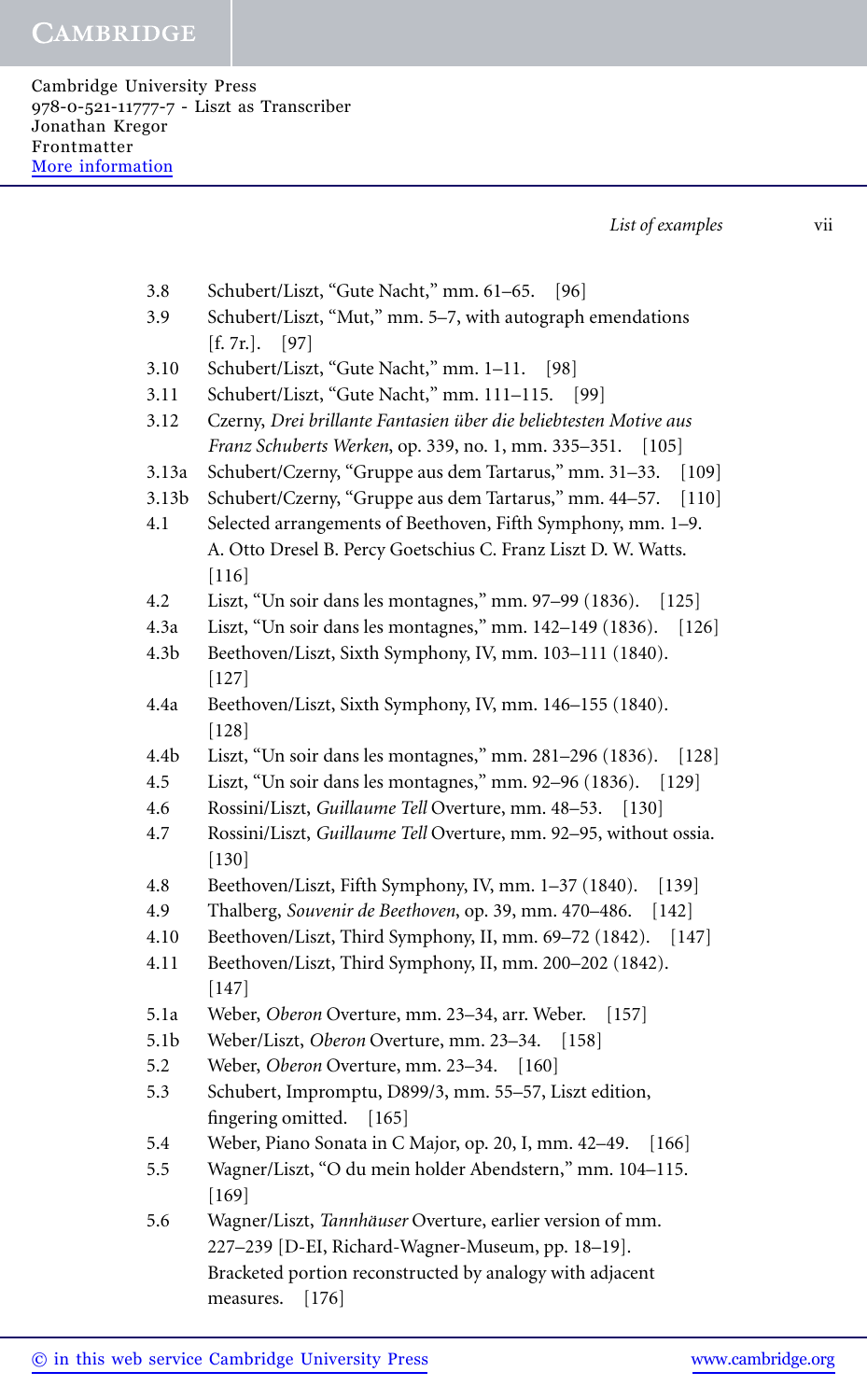3.8 Schubert/Liszt, "Gute Nacht," mm. 61–65. [96]

3.9 Schubert/Liszt, "Mut," mm. 5–7, with autograph emendations [f. 7r.]. [97]

3.10 Schubert/Liszt, "Gute Nacht," mm. 1–11. [98]

3.11 Schubert/Liszt, "Gute Nacht," mm. 111–115. [99]

3.12 Czerny, *Drei brillante Fantasien über die beliebtesten Motive aus Franz Schuberts Werken*, op. 339, no. 1, mm. 335–351. [105]

3.13a Schubert/Czerny, "Gruppe aus dem Tartarus," mm. 31–33. [109]

3.13b Schubert/Czerny, "Gruppe aus dem Tartarus," mm. 44–57. [110]

4.1 Selected arrangements of Beethoven, Fifth Symphony, mm. 1–9. A. Otto Dresel B. Percy Goetschius C. Franz Liszt D. W. Watts. [116]

4.2 Liszt, "Un soir dans les montagnes," mm. 97–99 (1836). [125]

4.3a Liszt, "Un soir dans les montagnes," mm. 142–149 (1836). [126]

4.3b Beethoven/Liszt, Sixth Symphony, IV, mm. 103–111 (1840). [127]

4.4a Beethoven/Liszt, Sixth Symphony, IV, mm. 146–155 (1840). [128]

4.4b Liszt, "Un soir dans les montagnes," mm. 281–296 (1836). [128]

4.5 Liszt, "Un soir dans les montagnes," mm. 92–96 (1836). [129]

4.6 Rossini/Liszt, *Guillaume Tell* Overture, mm. 48–53. [130]

4.7 Rossini/Liszt, *Guillaume Tell* Overture, mm. 92–95, without ossia. [130]

4.8 Beethoven/Liszt, Fifth Symphony, IV, mm. 1–37 (1840). [139]

4.9 Thalberg, *Souvenir de Beethoven*, op. 39, mm. 470–486. [142]

4.10 Beethoven/Liszt, Third Symphony, II, mm. 69–72 (1842). [147]

4.11 Beethoven/Liszt, Third Symphony, II, mm. 200–202 (1842). [147]

5.1a Weber, *Oberon* Overture, mm. 23–34, arr. Weber. [157]

5.1b Weber/Liszt, *Oberon* Overture, mm. 23–34. [158]

5.2 Weber, *Oberon* Overture, mm. 23–34. [160]

5.3 Schubert, Impromptu, D899/3, mm. 55–57, Liszt edition, fingering omitted. [165]

5.4 Weber, Piano Sonata in C Major, op. 20, I, mm. 42–49. [166]

5.5 Wagner/Liszt, "O du mein holder Abendstern," mm. 104–115. [169]

5.6 Wagner/Liszt, *Tannhäuser* Overture, earlier version of mm. 227–239 [D-EI, Richard-Wagner-Museum, pp. 18–19]. Bracketed portion reconstructed by analogy with adjacent measures. [176]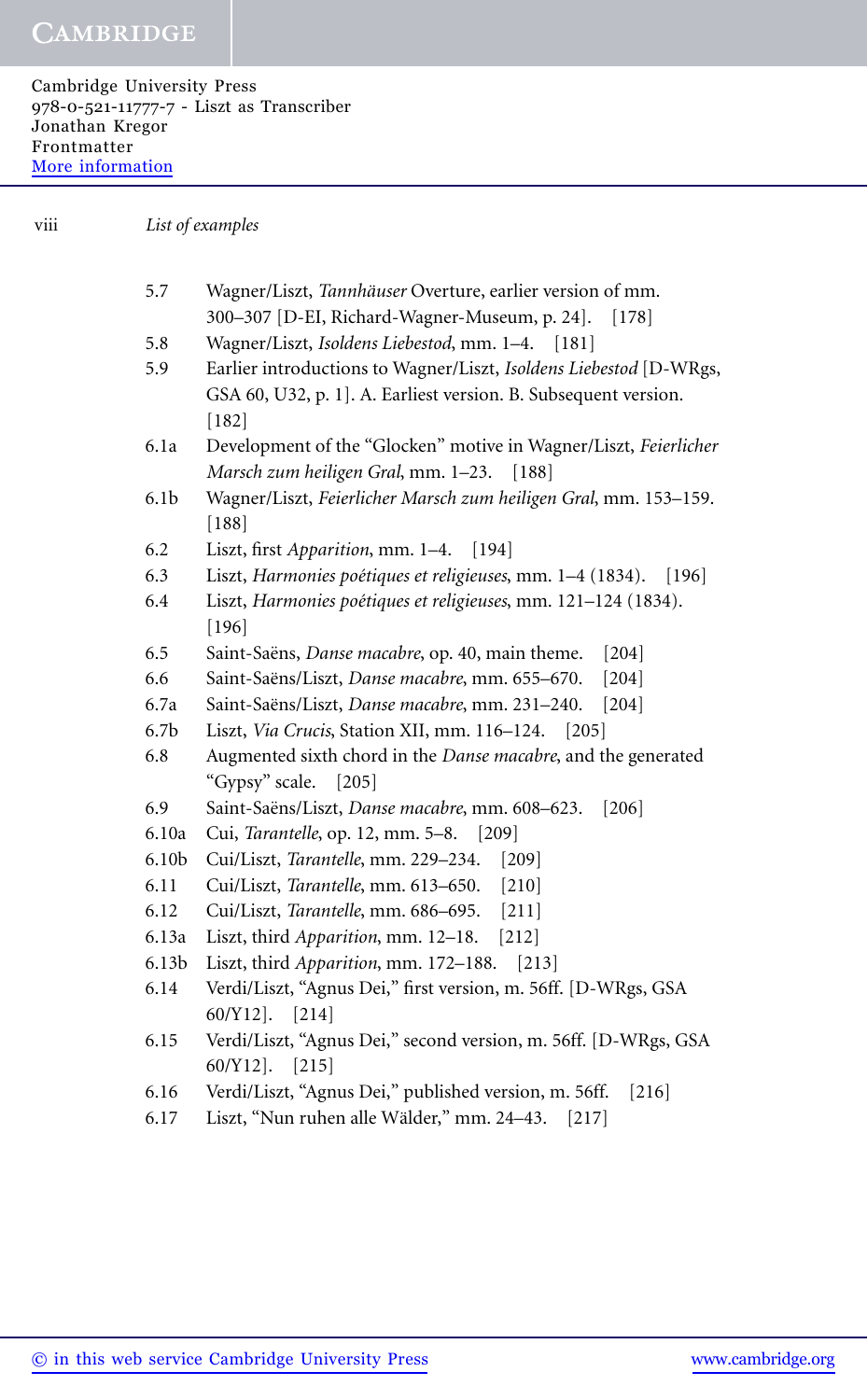| | |
|---|---|
| 5.7 | Wagner/Liszt, *Tannhäuser* Overture, earlier version of mm. 300–307 [D-EI, Richard-Wagner-Museum, p. 24]. [178] |
| 5.8 | Wagner/Liszt, *Isoldens Liebestod*, mm. 1–4. [181] |
| 5.9 | Earlier introductions to Wagner/Liszt, *Isoldens Liebestod* [D-WRgs, GSA 60, U32, p. 1]. A. Earliest version. B. Subsequent version. [182] |
| 6.1a | Development of the "Glocken" motive in Wagner/Liszt, *Feierlicher Marsch zum heiligen Gral*, mm. 1–23. [188] |
| 6.1b | Wagner/Liszt, *Feierlicher Marsch zum heiligen Gral*, mm. 153–159. [188] |
| 6.2 | Liszt, first *Apparition*, mm. 1–4. [194] |
| 6.3 | Liszt, *Harmonies poétiques et religieuses*, mm. 1–4 (1834). [196] |
| 6.4 | Liszt, *Harmonies poétiques et religieuses*, mm. 121–124 (1834). [196] |
| 6.5 | Saint-Saëns, *Danse macabre*, op. 40, main theme. [204] |
| 6.6 | Saint-Saëns/Liszt, *Danse macabre*, mm. 655–670. [204] |
| 6.7a | Saint-Saëns/Liszt, *Danse macabre*, mm. 231–240. [204] |
| 6.7b | Liszt, *Via Crucis*, Station XII, mm. 116–124. [205] |
| 6.8 | Augmented sixth chord in the *Danse macabre*, and the generated "Gypsy" scale. [205] |
| 6.9 | Saint-Saëns/Liszt, *Danse macabre*, mm. 608–623. [206] |
| 6.10a | Cui, *Tarantelle*, op. 12, mm. 5–8. [209] |
| 6.10b | Cui/Liszt, *Tarantelle*, mm. 229–234. [209] |
| 6.11 | Cui/Liszt, *Tarantelle*, mm. 613–650. [210] |
| 6.12 | Cui/Liszt, *Tarantelle*, mm. 686–695. [211] |
| 6.13a | Liszt, third *Apparition*, mm. 12–18. [212] |
| 6.13b | Liszt, third *Apparition*, mm. 172–188. [213] |
| 6.14 | Verdi/Liszt, "Agnus Dei," first version, m. 56ff. [D-WRgs, GSA 60/Y12]. [214] |
| 6.15 | Verdi/Liszt, "Agnus Dei," second version, m. 56ff. [D-WRgs, GSA 60/Y12]. [215] |
| 6.16 | Verdi/Liszt, "Agnus Dei," published version, m. 56ff. [216] |
| 6.17 | Liszt, "Nun ruhen alle Wälder," mm. 24–43. [217] |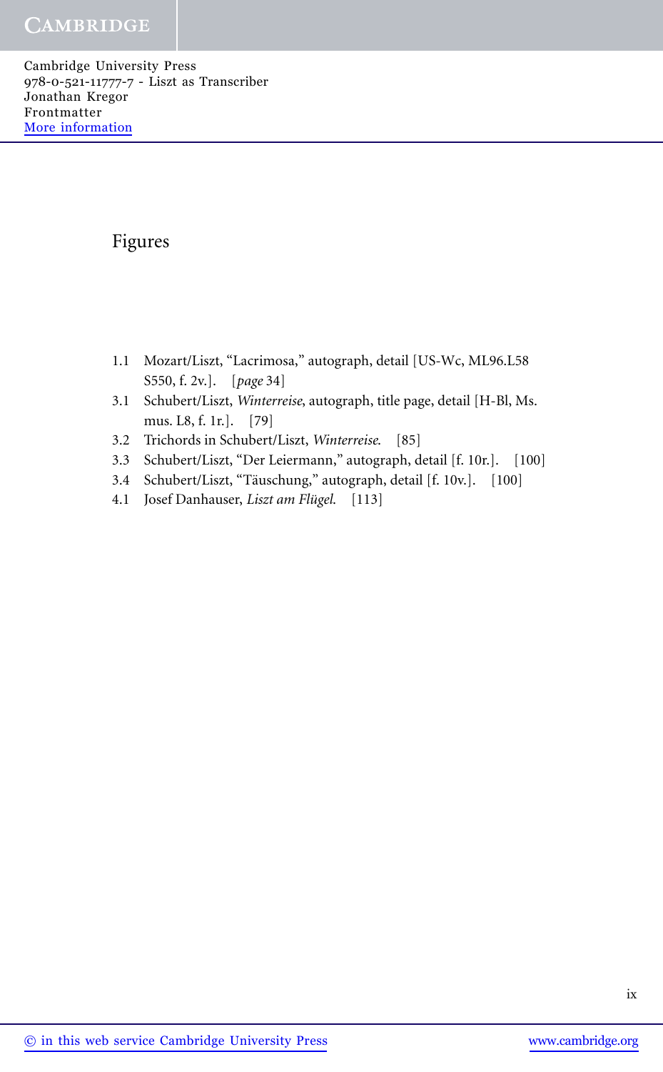# Figures

1.1 Mozart/Liszt, "Lacrimosa," autograph, detail [US-Wc, ML96.L58 S550, f. 2v.]. [*page* 34]

3.1 Schubert/Liszt, *Winterreise*, autograph, title page, detail [H-Bl, Ms. mus. L8, f. 1r.]. [79]

3.2 Trichords in Schubert/Liszt, *Winterreise*. [85]

3.3 Schubert/Liszt, "Der Leiermann," autograph, detail [f. 10r.]. [100]

3.4 Schubert/Liszt, "Täuschung," autograph, detail [f. 10v.]. [100]

4.1 Josef Danhauser, *Liszt am Flügel*. [113]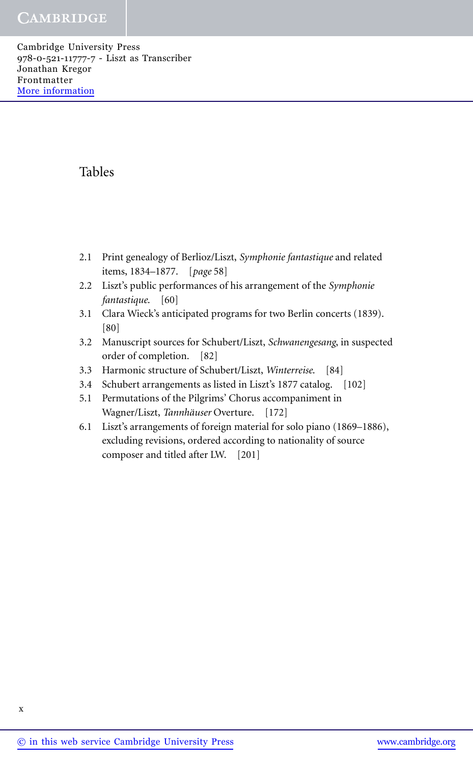# Tables

2.1 Print genealogy of Berlioz/Liszt, *Symphonie fantastique* and related items, 1834–1877. [*page* 58]

2.2 Liszt's public performances of his arrangement of the *Symphonie fantastique*. [60]

3.1 Clara Wieck's anticipated programs for two Berlin concerts (1839). [80]

3.2 Manuscript sources for Schubert/Liszt, *Schwanengesang*, in suspected order of completion. [82]

3.3 Harmonic structure of Schubert/Liszt, *Winterreise*. [84]

3.4 Schubert arrangements as listed in Liszt's 1877 catalog. [102]

5.1 Permutations of the Pilgrims' Chorus accompaniment in Wagner/Liszt, *Tannhäuser* Overture. [172]

6.1 Liszt's arrangements of foreign material for solo piano (1869–1886), excluding revisions, ordered according to nationality of source composer and titled after LW. [201]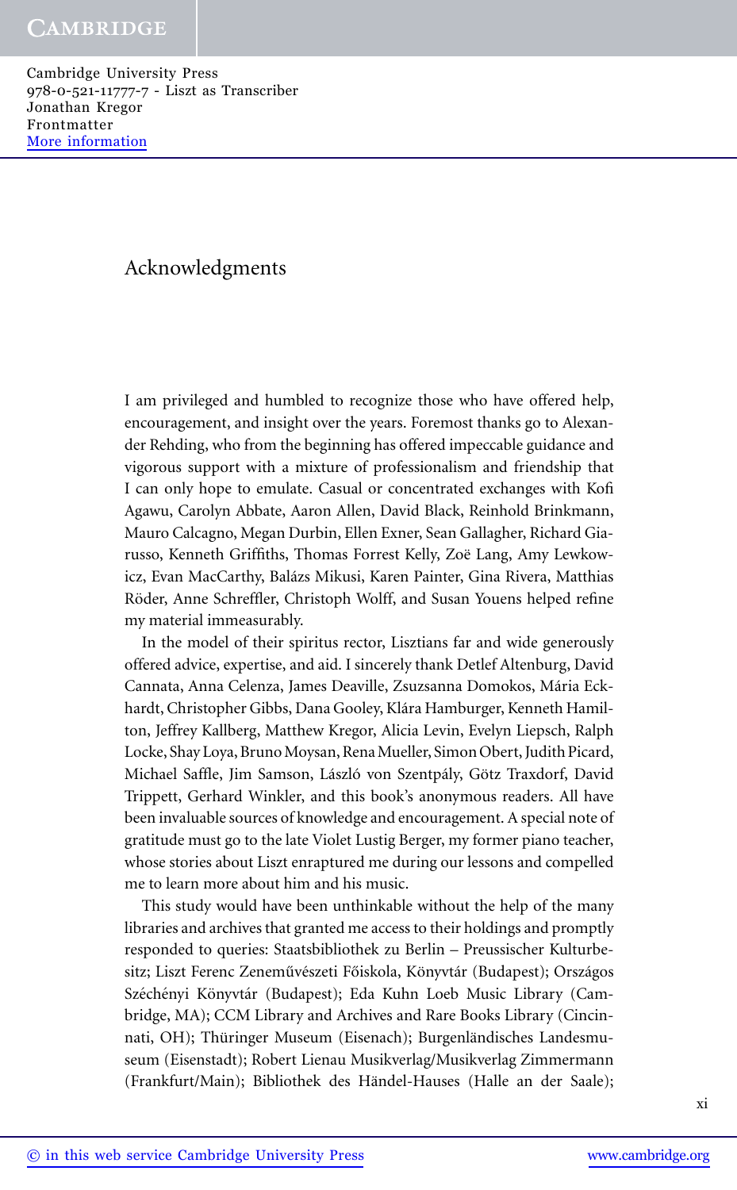# Acknowledgments

I am privileged and humbled to recognize those who have offered help, encouragement, and insight over the years. Foremost thanks go to Alexander Rehding, who from the beginning has offered impeccable guidance and vigorous support with a mixture of professionalism and friendship that I can only hope to emulate. Casual or concentrated exchanges with Kofi Agawu, Carolyn Abbate, Aaron Allen, David Black, Reinhold Brinkmann, Mauro Calcagno, Megan Durbin, Ellen Exner, Sean Gallagher, Richard Giarusso, Kenneth Griffiths, Thomas Forrest Kelly, Zoë Lang, Amy Lewkowicz, Evan MacCarthy, Balázs Mikusi, Karen Painter, Gina Rivera, Matthias Röder, Anne Schreffler, Christoph Wolff, and Susan Youens helped refine my material immeasurably.

In the model of their spiritus rector, Lisztians far and wide generously offered advice, expertise, and aid. I sincerely thank Detlef Altenburg, David Cannata, Anna Celenza, James Deaville, Zsuzsanna Domokos, Mária Eckhardt, Christopher Gibbs, Dana Gooley, Klára Hamburger, Kenneth Hamilton, Jeffrey Kallberg, Matthew Kregor, Alicia Levin, Evelyn Liepsch, Ralph Locke, Shay Loya, Bruno Moysan, Rena Mueller, Simon Obert, Judith Picard, Michael Saffle, Jim Samson, László von Szentpály, Götz Traxdorf, David Trippett, Gerhard Winkler, and this book's anonymous readers. All have been invaluable sources of knowledge and encouragement. A special note of gratitude must go to the late Violet Lustig Berger, my former piano teacher, whose stories about Liszt enraptured me during our lessons and compelled me to learn more about him and his music.

This study would have been unthinkable without the help of the many libraries and archives that granted me access to their holdings and promptly responded to queries: Staatsbibliothek zu Berlin – Preussischer Kulturbesitz; Liszt Ferenc Zeneművészeti Főiskola, Könyvtár (Budapest); Országos Széchényi Könyvtár (Budapest); Eda Kuhn Loeb Music Library (Cambridge, MA); CCM Library and Archives and Rare Books Library (Cincinnati, OH); Thüringer Museum (Eisenach); Burgenländisches Landesmuseum (Eisenstadt); Robert Lienau Musikverlag/Musikverlag Zimmermann (Frankfurt/Main); Bibliothek des Händel-Hauses (Halle an der Saale);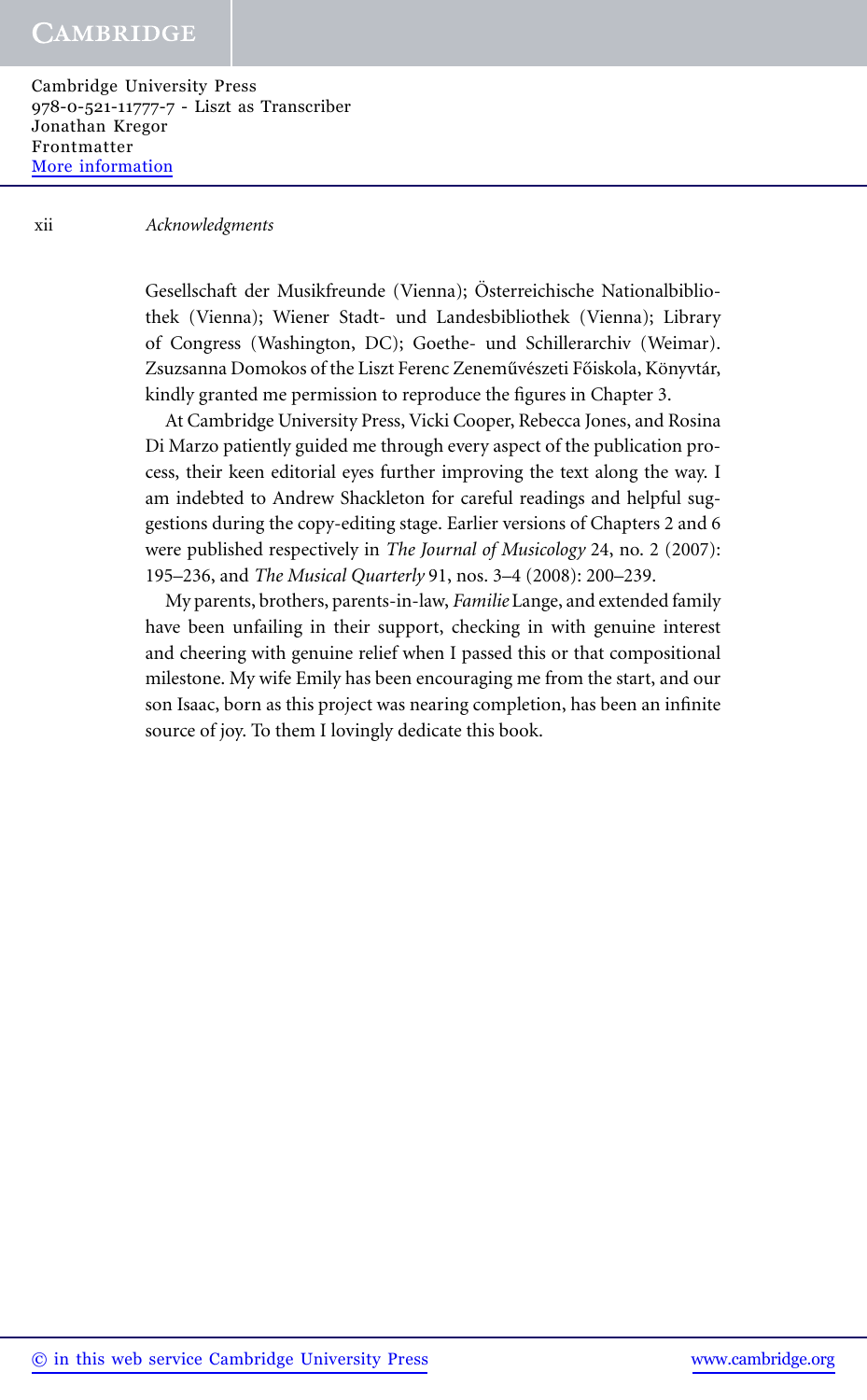Gesellschaft der Musikfreunde (Vienna); Österreichische Nationalbibliothek (Vienna); Wiener Stadt- und Landesbibliothek (Vienna); Library of Congress (Washington, DC); Goethe- und Schillerarchiv (Weimar). Zsuzsanna Domokos of the Liszt Ferenc Zeneművészeti Főiskola, Könyvtár, kindly granted me permission to reproduce the figures in Chapter 3.

At Cambridge University Press, Vicki Cooper, Rebecca Jones, and Rosina Di Marzo patiently guided me through every aspect of the publication process, their keen editorial eyes further improving the text along the way. I am indebted to Andrew Shackleton for careful readings and helpful suggestions during the copy-editing stage. Earlier versions of Chapters 2 and 6 were published respectively in *The Journal of Musicology* 24, no. 2 (2007): 195–236, and *The Musical Quarterly* 91, nos. 3–4 (2008): 200–239.

My parents, brothers, parents-in-law, *Familie* Lange, and extended family have been unfailing in their support, checking in with genuine interest and cheering with genuine relief when I passed this or that compositional milestone. My wife Emily has been encouraging me from the start, and our son Isaac, born as this project was nearing completion, has been an infinite source of joy. To them I lovingly dedicate this book.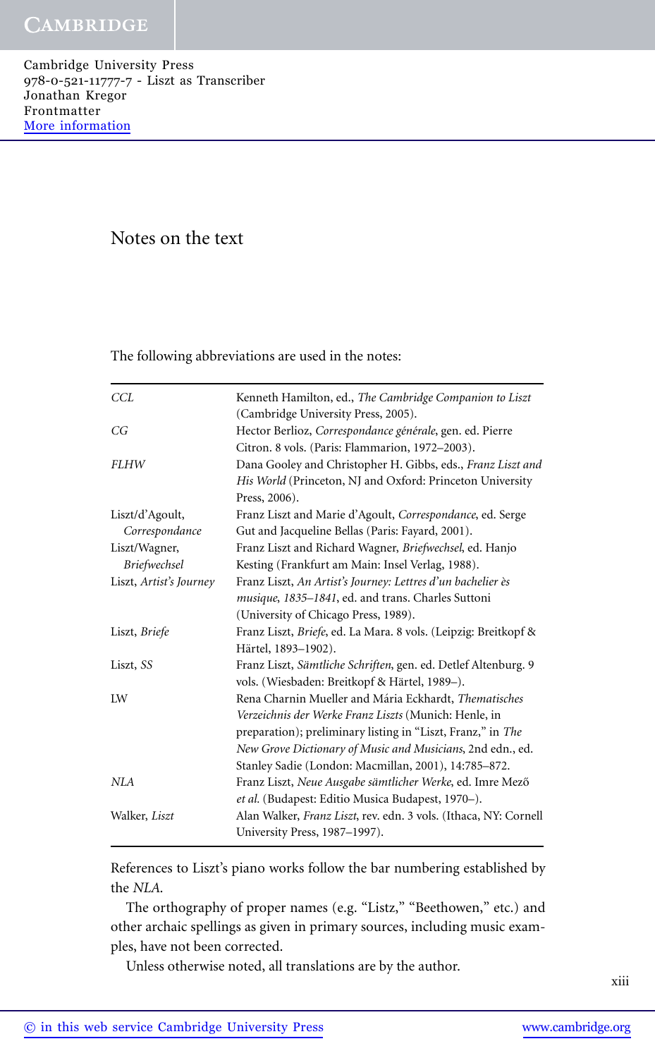# Notes on the text

The following abbreviations are used in the notes:

| | |
|---|---|
| *CCL* | Kenneth Hamilton, ed., *The Cambridge Companion to Liszt* (Cambridge University Press, 2005). |
| *CG* | Hector Berlioz, *Correspondance générale*, gen. ed. Pierre Citron. 8 vols. (Paris: Flammarion, 1972–2003). |
| *FLHW* | Dana Gooley and Christopher H. Gibbs, eds., *Franz Liszt and His World* (Princeton, NJ and Oxford: Princeton University Press, 2006). |
| Liszt/d'Agoult, *Correspondance* | Franz Liszt and Marie d'Agoult, *Correspondance*, ed. Serge Gut and Jacqueline Bellas (Paris: Fayard, 2001). |
| Liszt/Wagner, *Briefwechsel* | Franz Liszt and Richard Wagner, *Briefwechsel*, ed. Hanjo Kesting (Frankfurt am Main: Insel Verlag, 1988). |
| Liszt, *Artist's Journey* | Franz Liszt, *An Artist's Journey: Lettres d'un bachelier ès musique, 1835–1841*, ed. and trans. Charles Suttoni (University of Chicago Press, 1989). |
| Liszt, *Briefe* | Franz Liszt, *Briefe*, ed. La Mara. 8 vols. (Leipzig: Breitkopf & Härtel, 1893–1902). |
| Liszt, *SS* | Franz Liszt, *Sämtliche Schriften*, gen. ed. Detlef Altenburg. 9 vols. (Wiesbaden: Breitkopf & Härtel, 1989–). |
| LW | Rena Charnin Mueller and Mária Eckhardt, *Thematisches Verzeichnis der Werke Franz Liszts* (Munich: Henle, in preparation); preliminary listing in "Liszt, Franz," in *The New Grove Dictionary of Music and Musicians*, 2nd edn., ed. Stanley Sadie (London: Macmillan, 2001), 14:785–872. |
| *NLA* | Franz Liszt, *Neue Ausgabe sämtlicher Werke*, ed. Imre Mező *et al.* (Budapest: Editio Musica Budapest, 1970–). |
| Walker, *Liszt* | Alan Walker, *Franz Liszt*, rev. edn. 3 vols. (Ithaca, NY: Cornell University Press, 1987–1997). |

References to Liszt's piano works follow the bar numbering established by the *NLA*.

The orthography of proper names (e.g. "Listz," "Beethowen," etc.) and other archaic spellings as given in primary sources, including music examples, have not been corrected.

Unless otherwise noted, all translations are by the author.